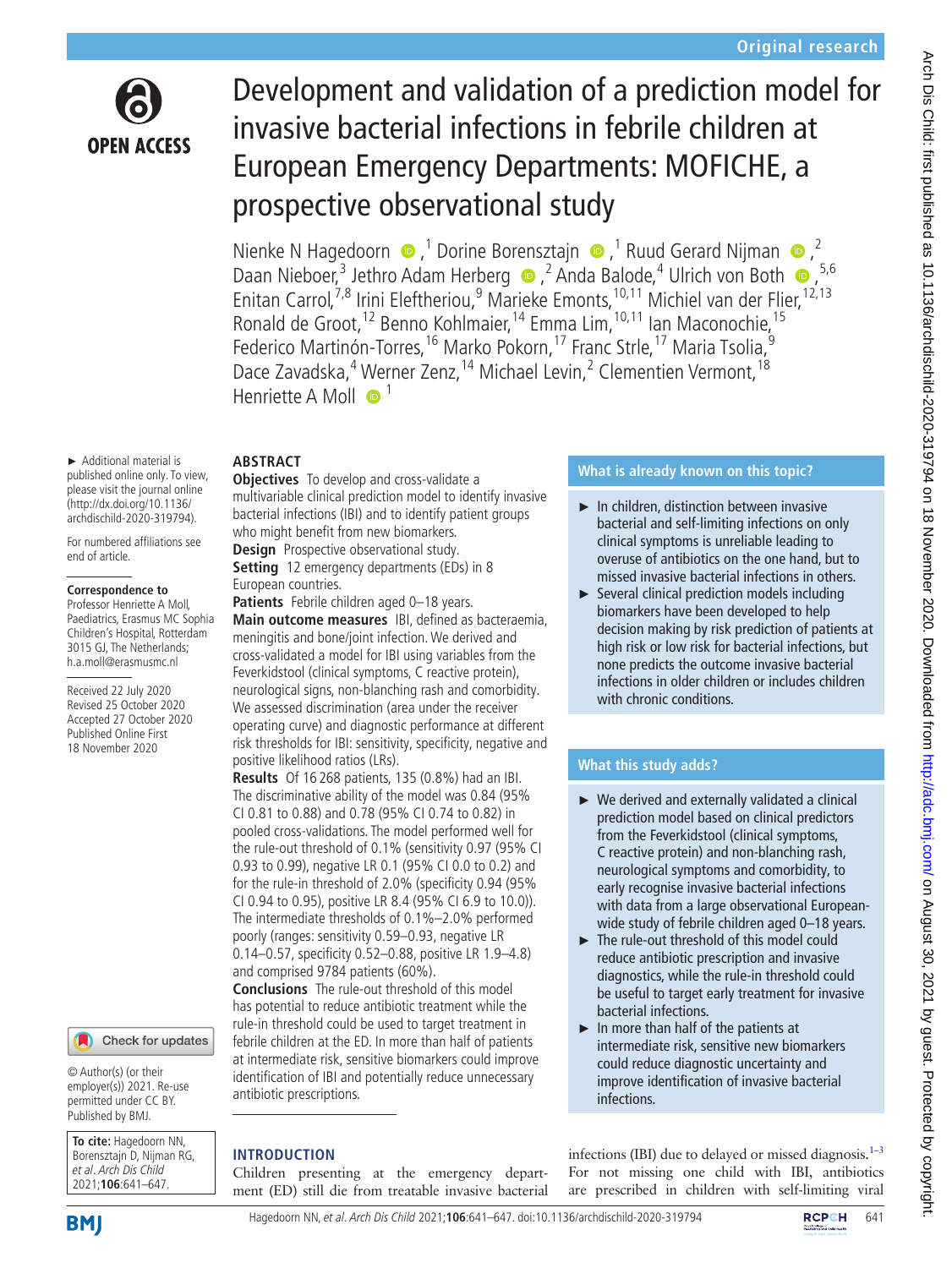Original research

# Development and validation of a prediction model for invasive bacterial infections in febrile children at European Emergency Departments: MOFICHE, a prospective observational study

Nienke N Hagedoorn,[1] Dorine Borensztajn,[1] Ruud Gerard Nijman,[2] Daan Nieboer,[3] Jethro Adam Herberg,[2] Anda Balode,[4] Ulrich von Both,[5,6] Enitan Carrol,[7,8] Irini Eleftheriou,[9] Marieke Emonts,[10,11] Michiel van der Flier,[12,13] Ronald de Groot,[12] Benno Kohlmaier,[14] Emma Lim,[10,11] Ian Maconochie,[15] Federico Martinón-Torres,[16] Marko Pokorn,[17] Franc Strle,[17] Maria Tsolia,[9] Dace Zavadska,[4] Werner Zenz,[14] Michael Levin,[2] Clementien Vermont,[18] Henriette A Moll[1]

► Additional material is published online only. To view, please visit the journal online (http://dx.doi.org/10.1136/archdischild-2020-319794).

For numbered affiliations see end of article.

**Correspondence to**
Professor Henriette A Moll, Paediatrics, Erasmus MC Sophia Children's Hospital, Rotterdam 3015 GJ, The Netherlands; h.a.moll@erasmusmc.nl

Received 22 July 2020
Revised 25 October 2020
Accepted 27 October 2020
Published Online First 18 November 2020

© Author(s) (or their employer(s)) 2021. Re-use permitted under CC BY. Published by BMJ.

**To cite:** Hagedoorn NN, Borensztajn D, Nijman RG, *et al. Arch Dis Child* 2021;**106**:641–647.

## ABSTRACT

**Objectives** To develop and cross-validate a multivariable clinical prediction model to identify invasive bacterial infections (IBI) and to identify patient groups who might benefit from new biomarkers.

**Design** Prospective observational study.

**Setting** 12 emergency departments (EDs) in 8 European countries.

**Patients** Febrile children aged 0–18 years.

**Main outcome measures** IBI, defined as bacteraemia, meningitis and bone/joint infection. We derived and cross-validated a model for IBI using variables from the Feverkidstool (clinical symptoms, C reactive protein), neurological signs, non-blanching rash and comorbidity. We assessed discrimination (area under the receiver operating curve) and diagnostic performance at different risk thresholds for IBI: sensitivity, specificity, negative and positive likelihood ratios (LRs).

**Results** Of 16 268 patients, 135 (0.8%) had an IBI. The discriminative ability of the model was 0.84 (95% CI 0.81 to 0.88) and 0.78 (95% CI 0.74 to 0.82) in pooled cross-validations. The model performed well for the rule-out threshold of 0.1% (sensitivity 0.97 (95% CI 0.93 to 0.99), negative LR 0.1 (95% CI 0.0 to 0.2) and for the rule-in threshold of 2.0% (specificity 0.94 (95% CI 0.94 to 0.95), positive LR 8.4 (95% CI 6.9 to 10.0)). The intermediate thresholds of 0.1%–2.0% performed poorly (ranges: sensitivity 0.59–0.93, negative LR 0.14–0.57, specificity 0.52–0.88, positive LR 1.9–4.8) and comprised 9784 patients (60%).

**Conclusions** The rule-out threshold of this model has potential to reduce antibiotic treatment while the rule-in threshold could be used to target treatment in febrile children at the ED. In more than half of patients at intermediate risk, sensitive biomarkers could improve identification of IBI and potentially reduce unnecessary antibiotic prescriptions.

### What is already known on this topic?

- ► In children, distinction between invasive bacterial and self-limiting infections on only clinical symptoms is unreliable leading to overuse of antibiotics on the one hand, but to missed invasive bacterial infections in others.
- ► Several clinical prediction models including biomarkers have been developed to help decision making by risk prediction of patients at high risk or low risk for bacterial infections, but none predicts the outcome invasive bacterial infections in older children or includes children with chronic conditions.

### What this study adds?

- ► We derived and externally validated a clinical prediction model based on clinical predictors from the Feverkidstool (clinical symptoms, C reactive protein) and non-blanching rash, neurological symptoms and comorbidity, to early recognise invasive bacterial infections with data from a large observational European-wide study of febrile children aged 0–18 years.
- ► The rule-out threshold of this model could reduce antibiotic prescription and invasive diagnostics, while the rule-in threshold could be useful to target early treatment for invasive bacterial infections.
- ► In more than half of the patients at intermediate risk, sensitive new biomarkers could reduce diagnostic uncertainty and improve identification of invasive bacterial infections.

## INTRODUCTION

Children presenting at the emergency department (ED) still die from treatable invasive bacterial infections (IBI) due to delayed or missed diagnosis.[1–3] For not missing one child with IBI, antibiotics are prescribed in children with self-limiting viral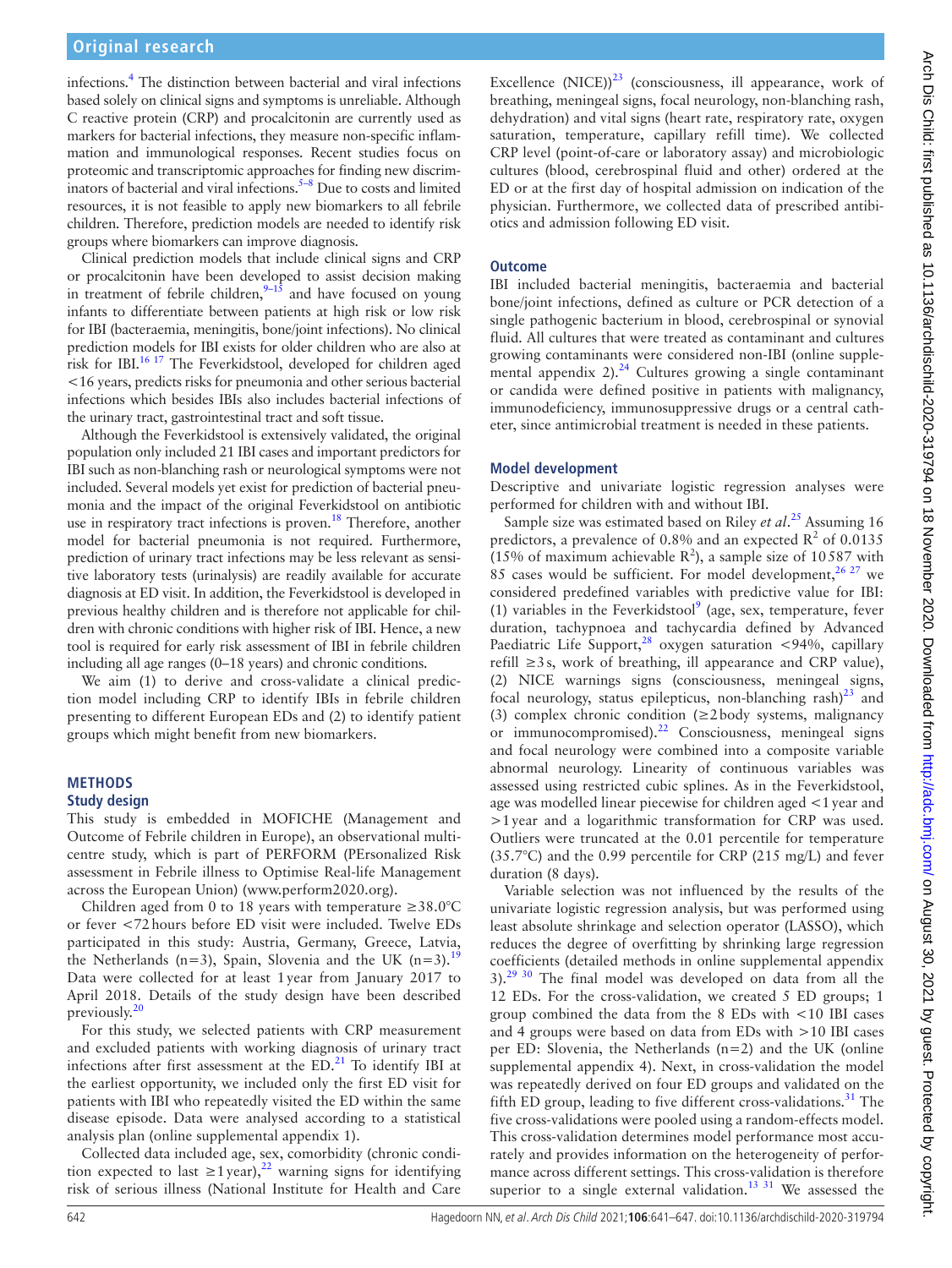infections.[4] The distinction between bacterial and viral infections based solely on clinical signs and symptoms is unreliable. Although C reactive protein (CRP) and procalcitonin are currently used as markers for bacterial infections, they measure non-specific inflammation and immunological responses. Recent studies focus on proteomic and transcriptomic approaches for finding new discriminators of bacterial and viral infections.[5–8] Due to costs and limited resources, it is not feasible to apply new biomarkers to all febrile children. Therefore, prediction models are needed to identify risk groups where biomarkers can improve diagnosis.

Clinical prediction models that include clinical signs and CRP or procalcitonin have been developed to assist decision making in treatment of febrile children,[9–15] and have focused on young infants to differentiate between patients at high risk or low risk for IBI (bacteraemia, meningitis, bone/joint infections). No clinical prediction models for IBI exists for older children who are also at risk for IBI.[16 17] The Feverkidstool, developed for children aged <16 years, predicts risks for pneumonia and other serious bacterial infections which besides IBIs also includes bacterial infections of the urinary tract, gastrointestinal tract and soft tissue.

Although the Feverkidstool is extensively validated, the original population only included 21 IBI cases and important predictors for IBI such as non-blanching rash or neurological symptoms were not included. Several models yet exist for prediction of bacterial pneumonia and the impact of the original Feverkidstool on antibiotic use in respiratory tract infections is proven.[18] Therefore, another model for bacterial pneumonia is not required. Furthermore, prediction of urinary tract infections may be less relevant as sensitive laboratory tests (urinalysis) are readily available for accurate diagnosis at ED visit. In addition, the Feverkidstool is developed in previous healthy children and is therefore not applicable for children with chronic conditions with higher risk of IBI. Hence, a new tool is required for early risk assessment of IBI in febrile children including all age ranges (0–18 years) and chronic conditions.

We aim (1) to derive and cross-validate a clinical prediction model including CRP to identify IBIs in febrile children presenting to different European EDs and (2) to identify patient groups which might benefit from new biomarkers.

## METHODS

### Study design

This study is embedded in MOFICHE (Management and Outcome of Febrile children in Europe), an observational multicentre study, which is part of PERFORM (PErsonalized Risk assessment in Febrile illness to Optimise Real-life Management across the European Union) (www.perform2020.org).

Children aged from 0 to 18 years with temperature ≥38.0°C or fever <72 hours before ED visit were included. Twelve EDs participated in this study: Austria, Germany, Greece, Latvia, the Netherlands (n=3), Spain, Slovenia and the UK (n=3).[19] Data were collected for at least 1 year from January 2017 to April 2018. Details of the study design have been described previously.[20]

For this study, we selected patients with CRP measurement and excluded patients with working diagnosis of urinary tract infections after first assessment at the ED.[21] To identify IBI at the earliest opportunity, we included only the first ED visit for patients with IBI who repeatedly visited the ED within the same disease episode. Data were analysed according to a statistical analysis plan (online supplemental appendix 1).

Collected data included age, sex, comorbidity (chronic condition expected to last ≥1 year),[22] warning signs for identifying risk of serious illness (National Institute for Health and Care Excellence (NICE))[23] (consciousness, ill appearance, work of breathing, meningeal signs, focal neurology, non-blanching rash, dehydration) and vital signs (heart rate, respiratory rate, oxygen saturation, temperature, capillary refill time). We collected CRP level (point-of-care or laboratory assay) and microbiologic cultures (blood, cerebrospinal fluid and other) ordered at the ED or at the first day of hospital admission on indication of the physician. Furthermore, we collected data of prescribed antibiotics and admission following ED visit.

### Outcome

IBI included bacterial meningitis, bacteraemia and bacterial bone/joint infections, defined as culture or PCR detection of a single pathogenic bacterium in blood, cerebrospinal or synovial fluid. All cultures that were treated as contaminant and cultures growing contaminants were considered non-IBI (online supplemental appendix 2).[24] Cultures growing a single contaminant or candida were defined positive in patients with malignancy, immunodeficiency, immunosuppressive drugs or a central catheter, since antimicrobial treatment is needed in these patients.

### Model development

Descriptive and univariate logistic regression analyses were performed for children with and without IBI.

Sample size was estimated based on Riley *et al*.[25] Assuming 16 predictors, a prevalence of 0.8% and an expected $R^2$ of 0.0135 (15% of maximum achievable $R^2$), a sample size of 10 587 with 85 cases would be sufficient. For model development,[26 27] we considered predefined variables with predictive value for IBI: (1) variables in the Feverkidstool[9] (age, sex, temperature, fever duration, tachypnoea and tachycardia defined by Advanced Paediatric Life Support,[28] oxygen saturation <94%, capillary refill ≥3 s, work of breathing, ill appearance and CRP value), (2) NICE warnings signs (consciousness, meningeal signs, focal neurology, status epilepticus, non-blanching rash)[23] and (3) complex chronic condition (≥2 body systems, malignancy or immunocompromised).[22] Consciousness, meningeal signs and focal neurology were combined into a composite variable abnormal neurology. Linearity of continuous variables was assessed using restricted cubic splines. As in the Feverkidstool, age was modelled linear piecewise for children aged <1 year and >1 year and a logarithmic transformation for CRP was used. Outliers were truncated at the 0.01 percentile for temperature (35.7°C) and the 0.99 percentile for CRP (215 mg/L) and fever duration (8 days).

Variable selection was not influenced by the results of the univariate logistic regression analysis, but was performed using least absolute shrinkage and selection operator (LASSO), which reduces the degree of overfitting by shrinking large regression coefficients (detailed methods in online supplemental appendix 3).[29 30] The final model was developed on data from all the 12 EDs. For the cross-validation, we created 5 ED groups; 1 group combined the data from the 8 EDs with <10 IBI cases and 4 groups were based on data from EDs with >10 IBI cases per ED: Slovenia, the Netherlands (n=2) and the UK (online supplemental appendix 4). Next, in cross-validation the model was repeatedly derived on four ED groups and validated on the fifth ED group, leading to five different cross-validations.[31] The five cross-validations were pooled using a random-effects model. This cross-validation determines model performance most accurately and provides information on the heterogeneity of performance across different settings. This cross-validation is therefore superior to a single external validation.[13 31] We assessed the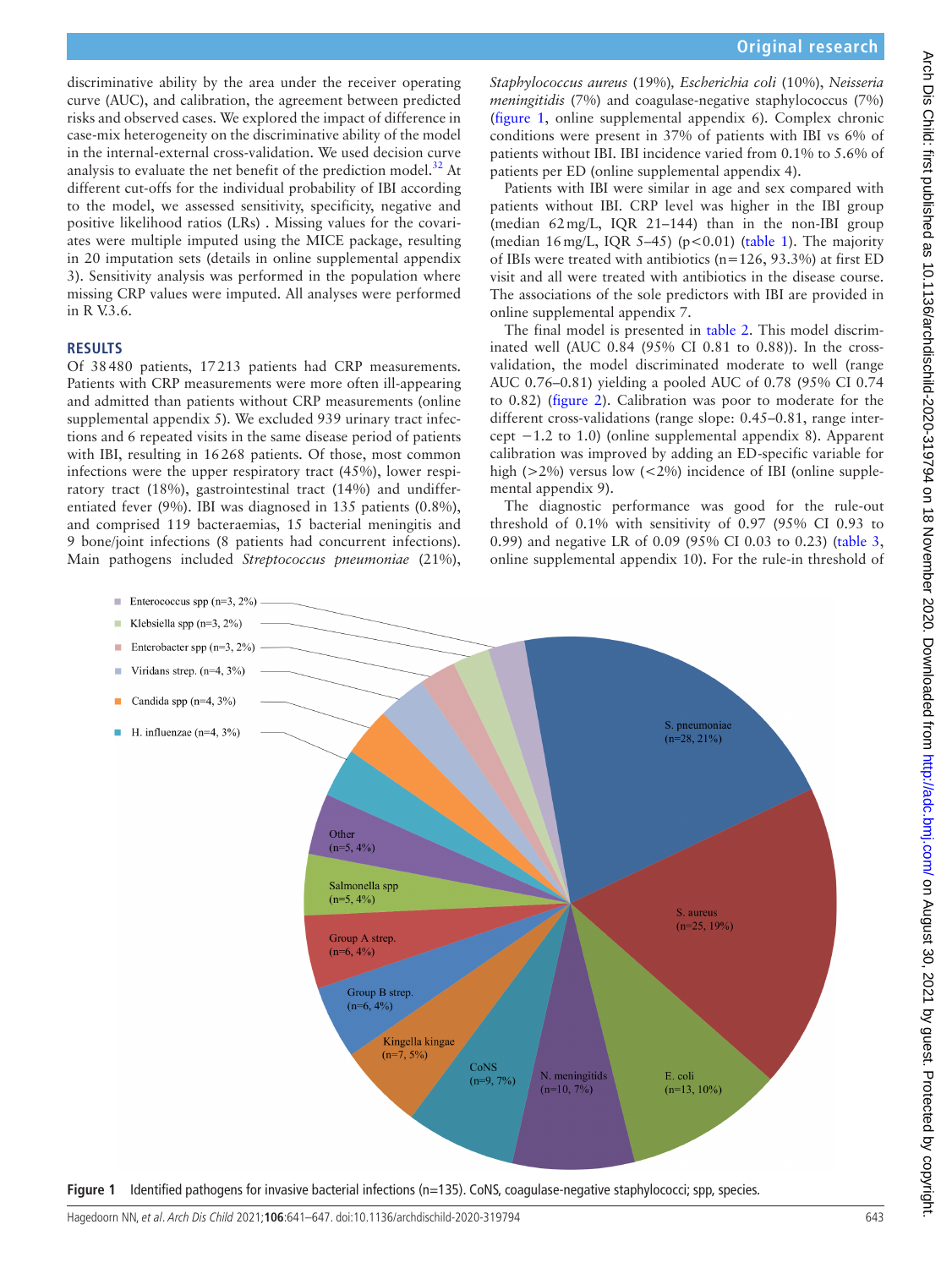discriminative ability by the area under the receiver operating curve (AUC), and calibration, the agreement between predicted risks and observed cases. We explored the impact of difference in case-mix heterogeneity on the discriminative ability of the model in the internal-external cross-validation. We used decision curve analysis to evaluate the net benefit of the prediction model.[32] At different cut-offs for the individual probability of IBI according to the model, we assessed sensitivity, specificity, negative and positive likelihood ratios (LRs) . Missing values for the covariates were multiple imputed using the MICE package, resulting in 20 imputation sets (details in online supplemental appendix 3). Sensitivity analysis was performed in the population where missing CRP values were imputed. All analyses were performed in R V.3.6.

## RESULTS

Of 38 480 patients, 17 213 patients had CRP measurements. Patients with CRP measurements were more often ill-appearing and admitted than patients without CRP measurements (online supplemental appendix 5). We excluded 939 urinary tract infections and 6 repeated visits in the same disease period of patients with IBI, resulting in 16 268 patients. Of those, most common infections were the upper respiratory tract (45%), lower respiratory tract (18%), gastrointestinal tract (14%) and undifferentiated fever (9%). IBI was diagnosed in 135 patients (0.8%), and comprised 119 bacteraemias, 15 bacterial meningitis and 9 bone/joint infections (8 patients had concurrent infections). Main pathogens included *Streptococcus pneumoniae* (21%), *Staphylococcus aureus* (19%), *Escherichia coli* (10%), *Neisseria meningitidis* (7%) and coagulase-negative staphylococcus (7%) (figure 1, online supplemental appendix 6). Complex chronic conditions were present in 37% of patients with IBI vs 6% of patients without IBI. IBI incidence varied from 0.1% to 5.6% of patients per ED (online supplemental appendix 4).

Patients with IBI were similar in age and sex compared with patients without IBI. CRP level was higher in the IBI group (median 62 mg/L, IQR 21–144) than in the non-IBI group (median 16 mg/L, IQR 5–45) ($p<0.01$) (table 1). The majority of IBIs were treated with antibiotics (n=126, 93.3%) at first ED visit and all were treated with antibiotics in the disease course. The associations of the sole predictors with IBI are provided in online supplemental appendix 7.

The final model is presented in table 2. This model discriminated well (AUC 0.84 (95% CI 0.81 to 0.88)). In the cross-validation, the model discriminated moderate to well (range AUC 0.76–0.81) yielding a pooled AUC of 0.78 (95% CI 0.74 to 0.82) (figure 2). Calibration was poor to moderate for the different cross-validations (range slope: 0.45–0.81, range intercept −1.2 to 1.0) (online supplemental appendix 8). Apparent calibration was improved by adding an ED-specific variable for high (>2%) versus low (<2%) incidence of IBI (online supplemental appendix 9).

The diagnostic performance was good for the rule-out threshold of 0.1% with sensitivity of 0.97 (95% CI 0.93 to 0.99) and negative LR of 0.09 (95% CI 0.03 to 0.23) (table 3, online supplemental appendix 10). For the rule-in threshold of

**Figure 1** Identified pathogens for invasive bacterial infections (n=135). CoNS, coagulase-negative staphylococci; spp, species.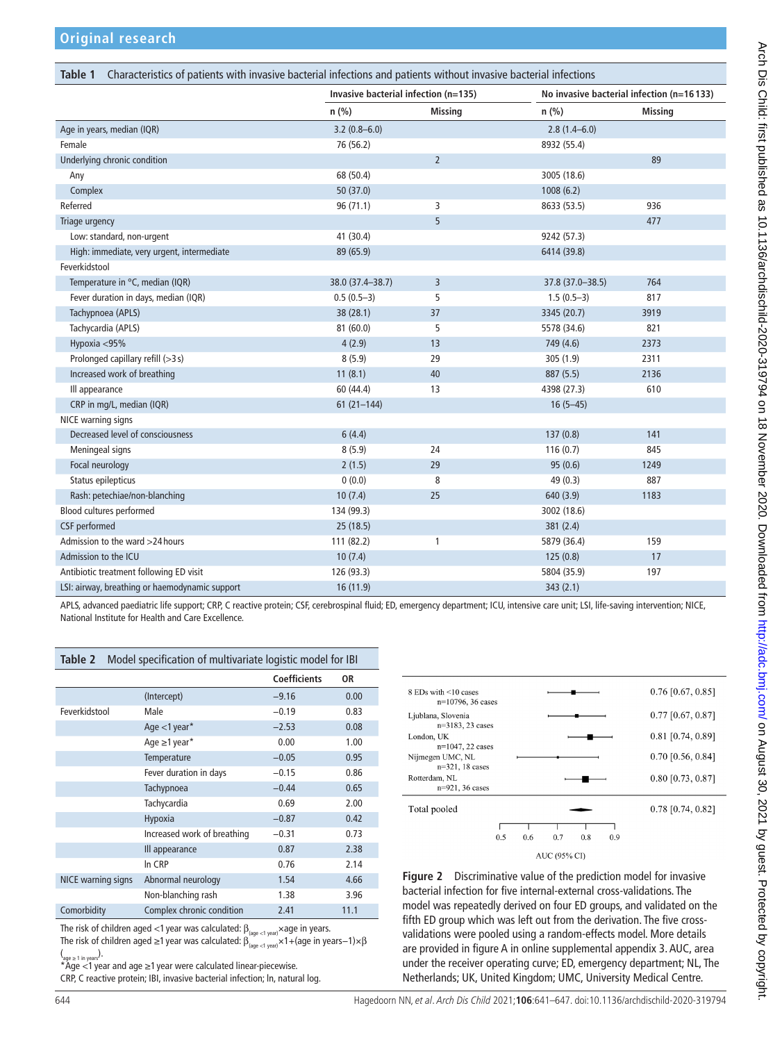**Table 1** Characteristics of patients with invasive bacterial infections and patients without invasive bacterial infections

| | Invasive bacterial infection (n=135) | | No invasive bacterial infection (n=16 133) | |
|---|---|---|---|---|
| | n (%) | Missing | n (%) | Missing |
| Age in years, median (IQR) | 3.2 (0.8–6.0) | | 2.8 (1.4–6.0) | |
| Female | 76 (56.2) | | 8932 (55.4) | |
| Underlying chronic condition | | 2 | | 89 |
| Any | 68 (50.4) | | 3005 (18.6) | |
| Complex | 50 (37.0) | | 1008 (6.2) | |
| Referred | 96 (71.1) | 3 | 8633 (53.5) | 936 |
| Triage urgency | | 5 | | 477 |
| Low: standard, non-urgent | 41 (30.4) | | 9242 (57.3) | |
| High: immediate, very urgent, intermediate | 89 (65.9) | | 6414 (39.8) | |
| Feverkidstool | | | | |
| Temperature in °C, median (IQR) | 38.0 (37.4–38.7) | 3 | 37.8 (37.0–38.5) | 764 |
| Fever duration in days, median (IQR) | 0.5 (0.5–3) | 5 | 1.5 (0.5–3) | 817 |
| Tachypnoea (APLS) | 38 (28.1) | 37 | 3345 (20.7) | 3919 |
| Tachycardia (APLS) | 81 (60.0) | 5 | 5578 (34.6) | 821 |
| Hypoxia <95% | 4 (2.9) | 13 | 749 (4.6) | 2373 |
| Prolonged capillary refill (>3 s) | 8 (5.9) | 29 | 305 (1.9) | 2311 |
| Increased work of breathing | 11 (8.1) | 40 | 887 (5.5) | 2136 |
| Ill appearance | 60 (44.4) | 13 | 4398 (27.3) | 610 |
| CRP in mg/L, median (IQR) | 61 (21–144) | | 16 (5–45) | |
| NICE warning signs | | | | |
| Decreased level of consciousness | 6 (4.4) | | 137 (0.8) | 141 |
| Meningeal signs | 8 (5.9) | 24 | 116 (0.7) | 845 |
| Focal neurology | 2 (1.5) | 29 | 95 (0.6) | 1249 |
| Status epilepticus | 0 (0.0) | 8 | 49 (0.3) | 887 |
| Rash: petechiae/non-blanching | 10 (7.4) | 25 | 640 (3.9) | 1183 |
| Blood cultures performed | 134 (99.3) | | 3002 (18.6) | |
| CSF performed | 25 (18.5) | | 381 (2.4) | |
| Admission to the ward >24 hours | 111 (82.2) | 1 | 5879 (36.4) | 159 |
| Admission to the ICU | 10 (7.4) | | 125 (0.8) | 17 |
| Antibiotic treatment following ED visit | 126 (93.3) | | 5804 (35.9) | 197 |
| LSI: airway, breathing or haemodynamic support | 16 (11.9) | | 343 (2.1) | |

APLS, advanced paediatric life support; CRP, C reactive protein; CSF, cerebrospinal fluid; ED, emergency department; ICU, intensive care unit; LSI, life-saving intervention; NICE, National Institute for Health and Care Excellence.

**Table 2** Model specification of multivariate logistic model for IBI

| | | Coefficients | OR |
|---|---|---|---|
| | (Intercept) | −9.16 | 0.00 |
| Feverkidstool | Male | −0.19 | 0.83 |
| | Age <1 year* | −2.53 | 0.08 |
| | Age ≥1 year* | 0.00 | 1.00 |
| | Temperature | −0.05 | 0.95 |
| | Fever duration in days | −0.15 | 0.86 |
| | Tachypnoea | −0.44 | 0.65 |
| | Tachycardia | 0.69 | 2.00 |
| | Hypoxia | −0.87 | 0.42 |
| | Increased work of breathing | −0.31 | 0.73 |
| | Ill appearance | 0.87 | 2.38 |
| | ln CRP | 0.76 | 2.14 |
| NICE warning signs | Abnormal neurology | 1.54 | 4.66 |
| | Non-blanching rash | 1.38 | 3.96 |
| Comorbidity | Complex chronic condition | 2.41 | 11.1 |

The risk of children aged <1 year was calculated: $\beta_{(age<1\,year)}\times$age in years.
The risk of children aged ≥1 year was calculated: $\beta_{(age<1\,year)}\times 1+(\text{age in years}-1)\times\beta_{(age\geq 1\,in\,years)}$.
*Age <1 year and age ≥1 year were calculated linear-piecewise.
CRP, C reactive protein; IBI, invasive bacterial infection; ln, natural log.

| | AUC (95% CI) |
|---|---|
| 8 EDs with <10 cases, n=10796, 36 cases | 0.76 [0.67, 0.85] |
| Ljubljana, Slovenia, n=3183, 23 cases | 0.77 [0.67, 0.87] |
| London, UK, n=1047, 22 cases | 0.81 [0.74, 0.89] |
| Nijmegen UMC, NL, n=321, 18 cases | 0.70 [0.56, 0.84] |
| Rotterdam, NL, n=921, 36 cases | 0.80 [0.73, 0.87] |
| Total pooled | 0.78 [0.74, 0.82] |

Figure 2 Discriminative value of the prediction model for invasive bacterial infection for five internal-external cross-validations. The model was repeatedly derived on four ED groups, and validated on the fifth ED group which was left out from the derivation. The five cross-validations were pooled using a random-effects model. More details are provided in figure A in online supplemental appendix 3. AUC, area under the receiver operating curve; ED, emergency department; NL, The Netherlands; UK, United Kingdom; UMC, University Medical Centre.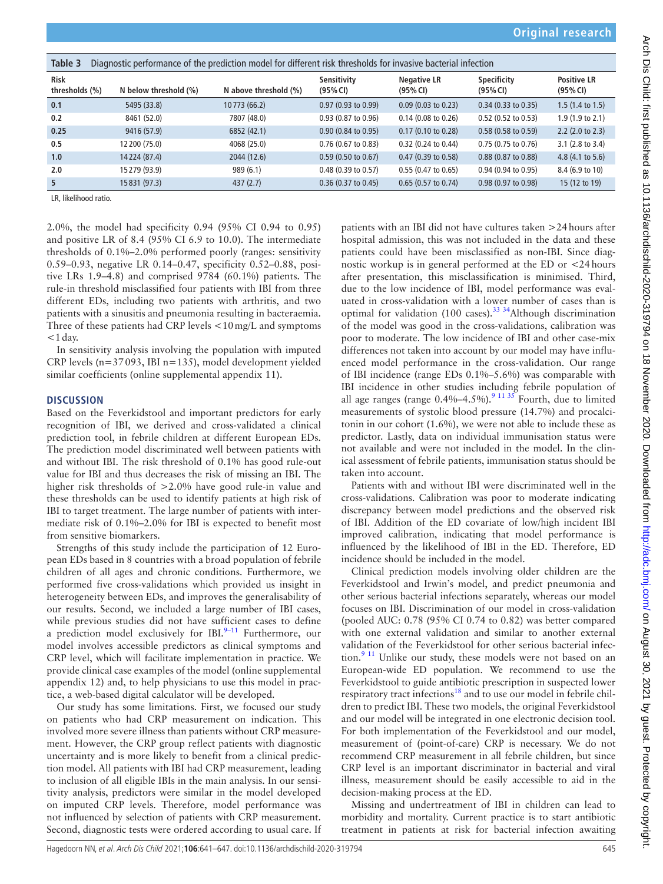**Table 3** Diagnostic performance of the prediction model for different risk thresholds for invasive bacterial infection

| Risk thresholds (%) | N below threshold (%) | N above threshold (%) | Sensitivity (95% CI) | Negative LR (95% CI) | Specificity (95% CI) | Positive LR (95% CI) |
|---|---|---|---|---|---|---|
| **0.1** | 5495 (33.8) | 10 773 (66.2) | 0.97 (0.93 to 0.99) | 0.09 (0.03 to 0.23) | 0.34 (0.33 to 0.35) | 1.5 (1.4 to 1.5) |
| **0.2** | 8461 (52.0) | 7807 (48.0) | 0.93 (0.87 to 0.96) | 0.14 (0.08 to 0.26) | 0.52 (0.52 to 0.53) | 1.9 (1.9 to 2.1) |
| **0.25** | 9416 (57.9) | 6852 (42.1) | 0.90 (0.84 to 0.95) | 0.17 (0.10 to 0.28) | 0.58 (0.58 to 0.59) | 2.2 (2.0 to 2.3) |
| **0.5** | 12 200 (75.0) | 4068 (25.0) | 0.76 (0.67 to 0.83) | 0.32 (0.24 to 0.44) | 0.75 (0.75 to 0.76) | 3.1 (2.8 to 3.4) |
| **1.0** | 14 224 (87.4) | 2044 (12.6) | 0.59 (0.50 to 0.67) | 0.47 (0.39 to 0.58) | 0.88 (0.87 to 0.88) | 4.8 (4.1 to 5.6) |
| **2.0** | 15 279 (93.9) | 989 (6.1) | 0.48 (0.39 to 0.57) | 0.55 (0.47 to 0.65) | 0.94 (0.94 to 0.95) | 8.4 (6.9 to 10) |
| **5** | 15 831 (97.3) | 437 (2.7) | 0.36 (0.37 to 0.45) | 0.65 (0.57 to 0.74) | 0.98 (0.97 to 0.98) | 15 (12 to 19) |

LR, likelihood ratio.

2.0%, the model had specificity 0.94 (95% CI 0.94 to 0.95) and positive LR of 8.4 (95% CI 6.9 to 10.0). The intermediate thresholds of 0.1%–2.0% performed poorly (ranges: sensitivity 0.59–0.93, negative LR 0.14–0.47, specificity 0.52–0.88, positive LRs 1.9–4.8) and comprised 9784 (60.1%) patients. The rule-in threshold misclassified four patients with IBI from three different EDs, including two patients with arthritis, and two patients with a sinusitis and pneumonia resulting in bacteraemia. Three of these patients had CRP levels <10 mg/L and symptoms <1 day.

In sensitivity analysis involving the population with imputed CRP levels (n=37 093, IBI n=135), model development yielded similar coefficients (online supplemental appendix 11).

## DISCUSSION

Based on the Feverkidstool and important predictors for early recognition of IBI, we derived and cross-validated a clinical prediction tool, in febrile children at different European EDs. The prediction model discriminated well between patients with and without IBI. The risk threshold of 0.1% has good rule-out value for IBI and thus decreases the risk of missing an IBI. The higher risk thresholds of >2.0% have good rule-in value and these thresholds can be used to identify patients at high risk of IBI to target treatment. The large number of patients with intermediate risk of 0.1%–2.0% for IBI is expected to benefit most from sensitive biomarkers.

Strengths of this study include the participation of 12 European EDs based in 8 countries with a broad population of febrile children of all ages and chronic conditions. Furthermore, we performed five cross-validations which provided us insight in heterogeneity between EDs, and improves the generalisability of our results. Second, we included a large number of IBI cases, while previous studies did not have sufficient cases to define a prediction model exclusively for IBI.[9–11] Furthermore, our model involves accessible predictors as clinical symptoms and CRP level, which will facilitate implementation in practice. We provide clinical case examples of the model (online supplemental appendix 12) and, to help physicians to use this model in practice, a web-based digital calculator will be developed.

Our study has some limitations. First, we focused our study on patients who had CRP measurement on indication. This involved more severe illness than patients without CRP measurement. However, the CRP group reflect patients with diagnostic uncertainty and is more likely to benefit from a clinical prediction model. All patients with IBI had CRP measurement, leading to inclusion of all eligible IBIs in the main analysis. In our sensitivity analysis, predictors were similar in the model developed on imputed CRP levels. Therefore, model performance was not influenced by selection of patients with CRP measurement. Second, diagnostic tests were ordered according to usual care. If patients with an IBI did not have cultures taken >24 hours after hospital admission, this was not included in the data and these patients could have been misclassified as non-IBI. Since diagnostic workup is in general performed at the ED or <24 hours after presentation, this misclassification is minimised. Third, due to the low incidence of IBI, model performance was evaluated in cross-validation with a lower number of cases than is optimal for validation (100 cases).[33 34] Although discrimination of the model was good in the cross-validations, calibration was poor to moderate. The low incidence of IBI and other case-mix differences not taken into account by our model may have influenced model performance in the cross-validation. Our range of IBI incidence (range EDs 0.1%–5.6%) was comparable with IBI incidence in other studies including febrile population of all age ranges (range 0.4%–4.5%).[9 11 35] Fourth, due to limited measurements of systolic blood pressure (14.7%) and procalcitonin in our cohort (1.6%), we were not able to include these as predictor. Lastly, data on individual immunisation status were not available and were not included in the model. In the clinical assessment of febrile patients, immunisation status should be taken into account.

Patients with and without IBI were discriminated well in the cross-validations. Calibration was poor to moderate indicating discrepancy between model predictions and the observed risk of IBI. Addition of the ED covariate of low/high incident IBI improved calibration, indicating that model performance is influenced by the likelihood of IBI in the ED. Therefore, ED incidence should be included in the model.

Clinical prediction models involving older children are the Feverkidstool and Irwin's model, and predict pneumonia and other serious bacterial infections separately, whereas our model focuses on IBI. Discrimination of our model in cross-validation (pooled AUC: 0.78 (95% CI 0.74 to 0.82) was better compared with one external validation and similar to another external validation of the Feverkidstool for other serious bacterial infection.[9 11] Unlike our study, these models were not based on an European-wide ED population. We recommend to use the Feverkidstool to guide antibiotic prescription in suspected lower respiratory tract infections[18] and to use our model in febrile children to predict IBI. These two models, the original Feverkidstool and our model will be integrated in one electronic decision tool. For both implementation of the Feverkidstool and our model, measurement of (point-of-care) CRP is necessary. We do not recommend CRP measurement in all febrile children, but since CRP level is an important discriminator in bacterial and viral illness, measurement should be easily accessible to aid in the decision-making process at the ED.

Missing and undertreatment of IBI in children can lead to morbidity and mortality. Current practice is to start antibiotic treatment in patients at risk for bacterial infection awaiting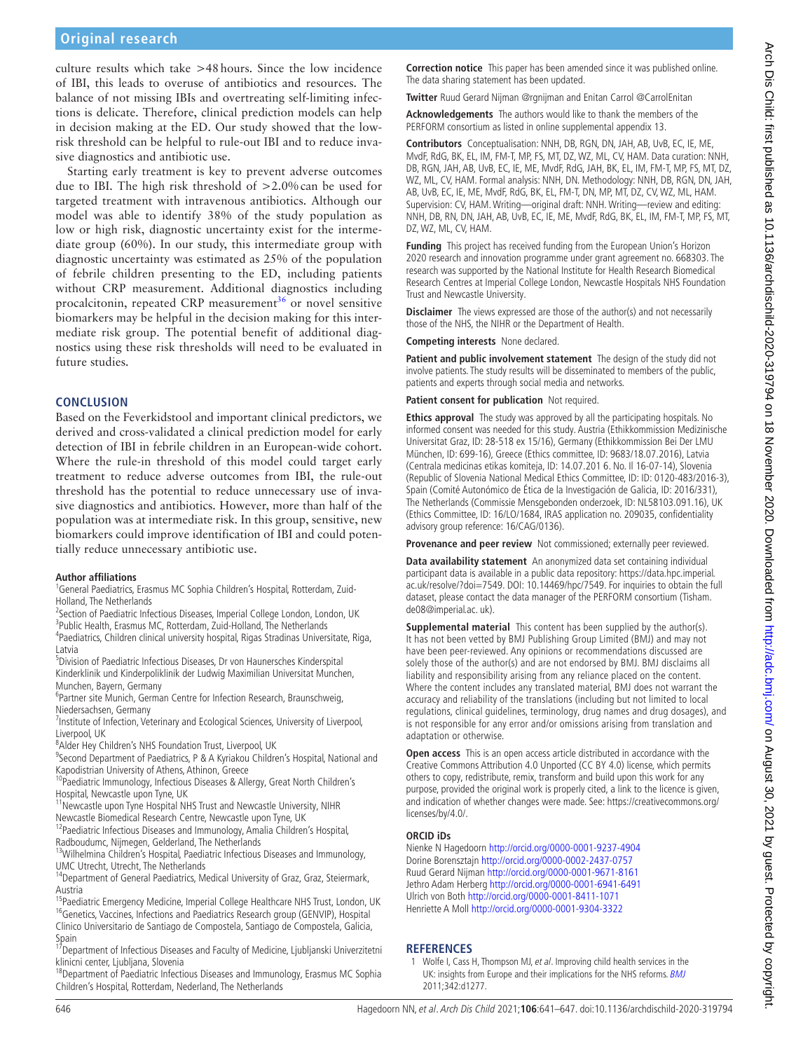culture results which take >48 hours. Since the low incidence of IBI, this leads to overuse of antibiotics and resources. The balance of not missing IBIs and overtreating self-limiting infections is delicate. Therefore, clinical prediction models can help in decision making at the ED. Our study showed that the low-risk threshold can be helpful to rule-out IBI and to reduce invasive diagnostics and antibiotic use.

Starting early treatment is key to prevent adverse outcomes due to IBI. The high risk threshold of >2.0% can be used for targeted treatment with intravenous antibiotics. Although our model was able to identify 38% of the study population as low or high risk, diagnostic uncertainty exist for the intermediate group (60%). In our study, this intermediate group with diagnostic uncertainty was estimated as 25% of the population of febrile children presenting to the ED, including patients without CRP measurement. Additional diagnostics including procalcitonin, repeated CRP measurement[36] or novel sensitive biomarkers may be helpful in the decision making for this intermediate risk group. The potential benefit of additional diagnostics using these risk thresholds will need to be evaluated in future studies.

## CONCLUSION

Based on the Feverkidstool and important clinical predictors, we derived and cross-validated a clinical prediction model for early detection of IBI in febrile children in an European-wide cohort. Where the rule-in threshold of this model could target early treatment to reduce adverse outcomes from IBI, the rule-out threshold has the potential to reduce unnecessary use of invasive diagnostics and antibiotics. However, more than half of the population was at intermediate risk. In this group, sensitive, new biomarkers could improve identification of IBI and could potentially reduce unnecessary antibiotic use.

**Author affiliations**

[1]General Paediatrics, Erasmus MC Sophia Children's Hospital, Rotterdam, Zuid-Holland, The Netherlands
[2]Section of Paediatric Infectious Diseases, Imperial College London, London, UK
[3]Public Health, Erasmus MC, Rotterdam, Zuid-Holland, The Netherlands
[4]Paediatrics, Children clinical university hospital, Rigas Stradinas Universitate, Riga, Latvia
[5]Division of Paediatric Infectious Diseases, Dr von Haunersches Kinderspital Kinderklinik und Kinderpoliklinik der Ludwig Maximilian Universitat Munchen, Munchen, Bayern, Germany
[6]Partner site Munich, German Centre for Infection Research, Braunschweig, Niedersachsen, Germany
[7]Institute of Infection, Veterinary and Ecological Sciences, University of Liverpool, Liverpool, UK
[8]Alder Hey Children's NHS Foundation Trust, Liverpool, UK
[9]Second Department of Paediatrics, P & A Kyriakou Children's Hospital, National and Kapodistrian University of Athens, Athinon, Greece
[10]Paediatric Immunology, Infectious Diseases & Allergy, Great North Children's Hospital, Newcastle upon Tyne, UK
[11]Newcastle upon Tyne Hospital NHS Trust and Newcastle University, NIHR Newcastle Biomedical Research Centre, Newcastle upon Tyne, UK
[12]Paediatric Infectious Diseases and Immunology, Amalia Children's Hospital, Radboudumc, Nijmegen, Gelderland, The Netherlands
[13]Wilhelmina Children's Hospital, Paediatric Infectious Diseases and Immunology, UMC Utrecht, Utrecht, The Netherlands
[14]Department of General Paediatrics, Medical University of Graz, Graz, Steiermark, Austria
[15]Paediatric Emergency Medicine, Imperial College Healthcare NHS Trust, London, UK
[16]Genetics, Vaccines, Infections and Paediatrics Research group (GENVIP), Hospital Clinico Universitario de Santiago de Compostela, Santiago de Compostela, Galicia, Spain
[17]Department of Infectious Diseases and Faculty of Medicine, Ljubljanski Univerzitetni klinicni center, Ljubljana, Slovenia
[18]Department of Paediatric Infectious Diseases and Immunology, Erasmus MC Sophia Children's Hospital, Rotterdam, Nederland, The Netherlands

**Correction notice** This paper has been amended since it was published online. The data sharing statement has been updated.

**Twitter** Ruud Gerard Nijman @rgnijman and Enitan Carrol @CarrolEnitan

**Acknowledgements** The authors would like to thank the members of the PERFORM consortium as listed in online supplemental appendix 13.

**Contributors** Conceptualisation: NNH, DB, RGN, DN, JAH, AB, UvB, EC, IE, ME, MvdF, RdG, BK, EL, IM, FM-T, MP, FS, MT, DZ, WZ, ML, CV, HAM. Data curation: NNH, DB, RGN, JAH, AB, UvB, EC, IE, ME, MvdF, RdG, JAH, BK, EL, IM, FM-T, MP, FS, MT, DZ, WZ, ML, CV, HAM. Formal analysis: NNH, DN. Methodology: NNH, DB, RGN, DN, JAH, AB, UvB, EC, IE, ME, MvdF, RdG, BK, EL, FM-T, DN, MP, MT, DZ, CV, WZ, ML, HAM. Supervision: CV, HAM. Writing—original draft: NNH. Writing—review and editing: NNH, DB, RN, DN, JAH, AB, UvB, EC, IE, ME, MvdF, RdG, BK, EL, IM, FM-T, MP, FS, MT, DZ, WZ, ML, CV, HAM.

**Funding** This project has received funding from the European Union's Horizon 2020 research and innovation programme under grant agreement no. 668303. The research was supported by the National Institute for Health Research Biomedical Research Centres at Imperial College London, Newcastle Hospitals NHS Foundation Trust and Newcastle University.

**Disclaimer** The views expressed are those of the author(s) and not necessarily those of the NHS, the NIHR or the Department of Health.

**Competing interests** None declared.

**Patient and public involvement statement** The design of the study did not involve patients. The study results will be disseminated to members of the public, patients and experts through social media and networks.

**Patient consent for publication** Not required.

**Ethics approval** The study was approved by all the participating hospitals. No informed consent was needed for this study. Austria (Ethikkommission Medizinische Universitat Graz, ID: 28-518 ex 15/16), Germany (Ethikkommission Bei Der LMU München, ID: 699-16), Greece (Ethics committee, ID: 9683/18.07.2016), Latvia (Centrala medicinas etikas komiteja, ID: 14.07.201 6. No. Il 16-07-14), Slovenia (Republic of Slovenia National Medical Ethics Committee, ID: ID: 0120-483/2016-3), Spain (Comité Autonómico de Ética de la Investigación de Galicia, ID: 2016/331), The Netherlands (Commissie Mensgebonden onderzoek, ID: NL58103.091.16), UK (Ethics Committee, ID: 16/LO/1684, IRAS application no. 209035, confidentiality advisory group reference: 16/CAG/0136).

**Provenance and peer review** Not commissioned; externally peer reviewed.

**Data availability statement** An anonymized data set containing individual participant data is available in a public data repository: https://data.hpc.imperial.ac.uk/resolve/?doi=7549. DOI: 10.14469/hpc/7549. For inquiries to obtain the full dataset, please contact the data manager of the PERFORM consortium (Tisham.de08@imperial.ac. uk).

**Supplemental material** This content has been supplied by the author(s). It has not been vetted by BMJ Publishing Group Limited (BMJ) and may not have been peer-reviewed. Any opinions or recommendations discussed are solely those of the author(s) and are not endorsed by BMJ. BMJ disclaims all liability and responsibility arising from any reliance placed on the content. Where the content includes any translated material, BMJ does not warrant the accuracy and reliability of the translations (including but not limited to local regulations, clinical guidelines, terminology, drug names and drug dosages), and is not responsible for any error and/or omissions arising from translation and adaptation or otherwise.

**Open access** This is an open access article distributed in accordance with the Creative Commons Attribution 4.0 Unported (CC BY 4.0) license, which permits others to copy, redistribute, remix, transform and build upon this work for any purpose, provided the original work is properly cited, a link to the licence is given, and indication of whether changes were made. See: https://creativecommons.org/licenses/by/4.0/.

**ORCID iDs**

Nienke N Hagedoorn http://orcid.org/0000-0001-9237-4904
Dorine Borensztajn http://orcid.org/0000-0002-2437-0757
Ruud Gerard Nijman http://orcid.org/0000-0001-9671-8161
Jethro Adam Herberg http://orcid.org/0000-0001-6941-6491
Ulrich von Both http://orcid.org/0000-0001-8411-1071
Henriette A Moll http://orcid.org/0000-0001-9304-3322

## REFERENCES

1. Wolfe I, Cass H, Thompson MJ, *et al*. Improving child health services in the UK: insights from Europe and their implications for the NHS reforms. *BMJ* 2011;342:d1277.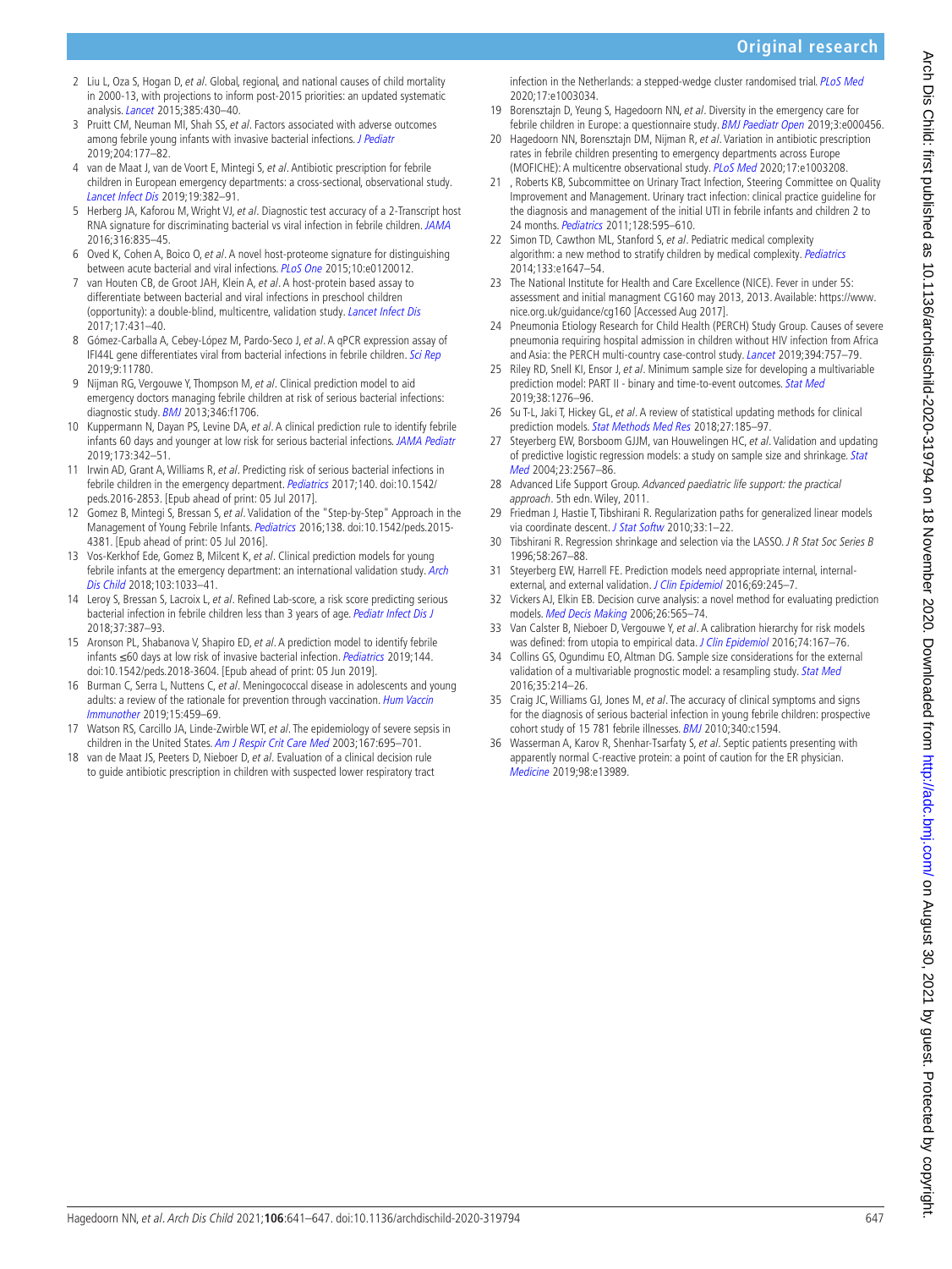2 Liu L, Oza S, Hogan D, *et al*. Global, regional, and national causes of child mortality in 2000-13, with projections to inform post-2015 priorities: an updated systematic analysis. *Lancet* 2015;385:430–40.
3 Pruitt CM, Neuman MI, Shah SS, *et al*. Factors associated with adverse outcomes among febrile young infants with invasive bacterial infections. *J Pediatr* 2019;204:177–82.
4 van de Maat J, van de Voort E, Mintegi S, *et al*. Antibiotic prescription for febrile children in European emergency departments: a cross-sectional, observational study. *Lancet Infect Dis* 2019;19:382–91.
5 Herberg JA, Kaforou M, Wright VJ, *et al*. Diagnostic test accuracy of a 2-Transcript host RNA signature for discriminating bacterial vs viral infection in febrile children. *JAMA* 2016;316:835–45.
6 Oved K, Cohen A, Boico O, *et al*. A novel host-proteome signature for distinguishing between acute bacterial and viral infections. *PLoS One* 2015;10:e0120012.
7 van Houten CB, de Groot JAH, Klein A, *et al*. A host-protein based assay to differentiate between bacterial and viral infections in preschool children (opportunity): a double-blind, multicentre, validation study. *Lancet Infect Dis* 2017;17:431–40.
8 Gómez-Carballa A, Cebey-López M, Pardo-Seco J, *et al*. A qPCR expression assay of IFI44L gene differentiates viral from bacterial infections in febrile children. *Sci Rep* 2019;9:11780.
9 Nijman RG, Vergouwe Y, Thompson M, *et al*. Clinical prediction model to aid emergency doctors managing febrile children at risk of serious bacterial infections: diagnostic study. *BMJ* 2013;346:f1706.
10 Kuppermann N, Dayan PS, Levine DA, *et al*. A clinical prediction rule to identify febrile infants 60 days and younger at low risk for serious bacterial infections. *JAMA Pediatr* 2019;173:342–51.
11 Irwin AD, Grant A, Williams R, *et al*. Predicting risk of serious bacterial infections in febrile children in the emergency department. *Pediatrics* 2017;140. doi:10.1542/peds.2016-2853. [Epub ahead of print: 05 Jul 2017].
12 Gomez B, Mintegi S, Bressan S, *et al*. Validation of the "Step-by-Step" Approach in the Management of Young Febrile Infants. *Pediatrics* 2016;138. doi:10.1542/peds.2015-4381. [Epub ahead of print: 05 Jul 2016].
13 Vos-Kerkhof Ede, Gomez B, Milcent K, *et al*. Clinical prediction models for young febrile infants at the emergency department: an international validation study. *Arch Dis Child* 2018;103:1033–41.
14 Leroy S, Bressan S, Lacroix L, *et al*. Refined Lab-score, a risk score predicting serious bacterial infection in febrile children less than 3 years of age. *Pediatr Infect Dis J* 2018;37:387–93.
15 Aronson PL, Shabanova V, Shapiro ED, *et al*. A prediction model to identify febrile infants ≤60 days at low risk of invasive bacterial infection. *Pediatrics* 2019;144. doi:10.1542/peds.2018-3604. [Epub ahead of print: 05 Jun 2019].
16 Burman C, Serra L, Nuttens C, *et al*. Meningococcal disease in adolescents and young adults: a review of the rationale for prevention through vaccination. *Hum Vaccin Immunother* 2019;15:459–69.
17 Watson RS, Carcillo JA, Linde-Zwirble WT, *et al*. The epidemiology of severe sepsis in children in the United States. *Am J Respir Crit Care Med* 2003;167:695–701.
18 van de Maat JS, Peeters D, Nieboer D, *et al*. Evaluation of a clinical decision rule to guide antibiotic prescription in children with suspected lower respiratory tract infection in the Netherlands: a stepped-wedge cluster randomised trial. *PLoS Med* 2020;17:e1003034.
19 Borensztajn D, Yeung S, Hagedoorn NN, *et al*. Diversity in the emergency care for febrile children in Europe: a questionnaire study. *BMJ Paediatr Open* 2019;3:e000456.
20 Hagedoorn NN, Borensztajn DM, Nijman R, *et al*. Variation in antibiotic prescription rates in febrile children presenting to emergency departments across Europe (MOFICHE): A multicentre observational study. *PLoS Med* 2020;17:e1003208.
21 , Roberts KB, Subcommittee on Urinary Tract Infection, Steering Committee on Quality Improvement and Management. Urinary tract infection: clinical practice guideline for the diagnosis and management of the initial UTI in febrile infants and children 2 to 24 months. *Pediatrics* 2011;128:595–610.
22 Simon TD, Cawthon ML, Stanford S, *et al*. Pediatric medical complexity algorithm: a new method to stratify children by medical complexity. *Pediatrics* 2014;133:e1647–54.
23 The National Institute for Health and Care Excellence (NICE). Fever in under 5S: assessment and initial managment CG160 may 2013, 2013. Available: https://www.nice.org.uk/guidance/cg160 [Accessed Aug 2017].
24 Pneumonia Etiology Research for Child Health (PERCH) Study Group. Causes of severe pneumonia requiring hospital admission in children without HIV infection from Africa and Asia: the PERCH multi-country case-control study. *Lancet* 2019;394:757–79.
25 Riley RD, Snell KI, Ensor J, *et al*. Minimum sample size for developing a multivariable prediction model: PART II - binary and time-to-event outcomes. *Stat Med* 2019;38:1276–96.
26 Su T-L, Jaki T, Hickey GL, *et al*. A review of statistical updating methods for clinical prediction models. *Stat Methods Med Res* 2018;27:185–97.
27 Steyerberg EW, Borsboom GJJM, van Houwelingen HC, *et al*. Validation and updating of predictive logistic regression models: a study on sample size and shrinkage. *Stat Med* 2004;23:2567–86.
28 Advanced Life Support Group. *Advanced paediatric life support: the practical approach*. 5th edn. Wiley, 2011.
29 Friedman J, Hastie T, Tibshirani R. Regularization paths for generalized linear models via coordinate descent. *J Stat Softw* 2010;33:1–22.
30 Tibshirani R. Regression shrinkage and selection via the LASSO. *J R Stat Soc Series B* 1996;58:267–88.
31 Steyerberg EW, Harrell FE. Prediction models need appropriate internal, internal-external, and external validation. *J Clin Epidemiol* 2016;69:245–7.
32 Vickers AJ, Elkin EB. Decision curve analysis: a novel method for evaluating prediction models. *Med Decis Making* 2006;26:565–74.
33 Van Calster B, Nieboer D, Vergouwe Y, *et al*. A calibration hierarchy for risk models was defined: from utopia to empirical data. *J Clin Epidemiol* 2016;74:167–76.
34 Collins GS, Ogundimu EO, Altman DG. Sample size considerations for the external validation of a multivariable prognostic model: a resampling study. *Stat Med* 2016;35:214–26.
35 Craig JC, Williams GJ, Jones M, *et al*. The accuracy of clinical symptoms and signs for the diagnosis of serious bacterial infection in young febrile children: prospective cohort study of 15 781 febrile illnesses. *BMJ* 2010;340:c1594.
36 Wasserman A, Karov R, Shenhar-Tsarfaty S, *et al*. Septic patients presenting with apparently normal C-reactive protein: a point of caution for the ER physician. *Medicine* 2019;98:e13989.